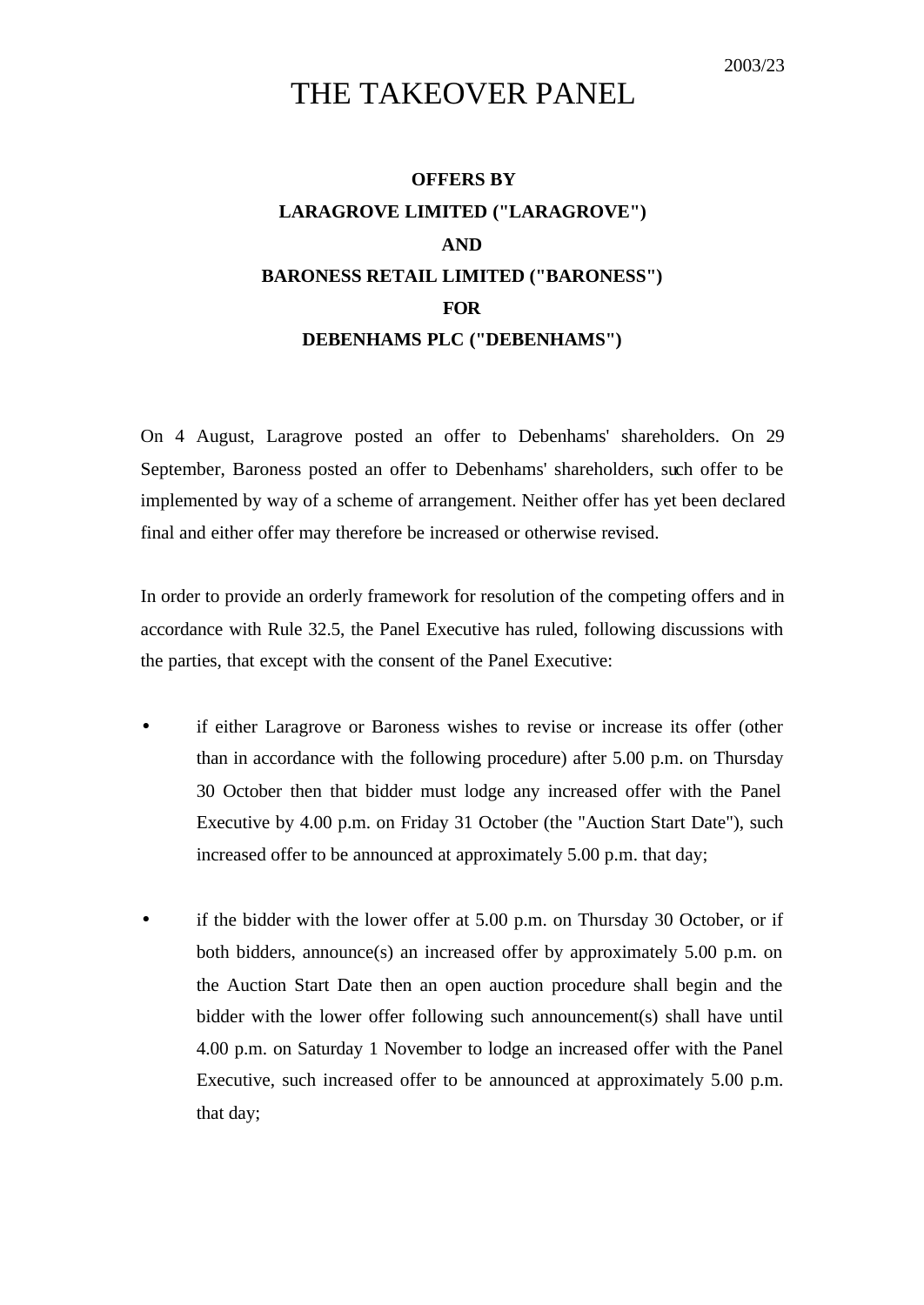2003/23

# THE TAKEOVER PANEL

**OFFERS BY**

**LARAGROVE LIMITED ("LARAGROVE")**

**AND**

**BARONESS RETAIL LIMITED ("BARONESS")**

**FOR**

**DEBENHAMS PLC ("DEBENHAMS")**

On 4 August, Laragrove posted an offer to Debenhams' shareholders. On 29 September, Baroness posted an offer to Debenhams' shareholders, such offer to be implemented by way of a scheme of arrangement. Neither offer has yet been declared final and either offer may therefore be increased or otherwise revised.

In order to provide an orderly framework for resolution of the competing offers and in accordance with Rule 32.5, the Panel Executive has ruled, following discussions with the parties, that except with the consent of the Panel Executive:

- if either Laragrove or Baroness wishes to revise or increase its offer (other than in accordance with the following procedure) after 5.00 p.m. on Thursday 30 October then that bidder must lodge any increased offer with the Panel Executive by 4.00 p.m. on Friday 31 October (the "Auction Start Date"), such increased offer to be announced at approximately 5.00 p.m. that day;

- if the bidder with the lower offer at 5.00 p.m. on Thursday 30 October, or if both bidders, announce(s) an increased offer by approximately 5.00 p.m. on the Auction Start Date then an open auction procedure shall begin and the bidder with the lower offer following such announcement(s) shall have until 4.00 p.m. on Saturday 1 November to lodge an increased offer with the Panel Executive, such increased offer to be announced at approximately 5.00 p.m. that day;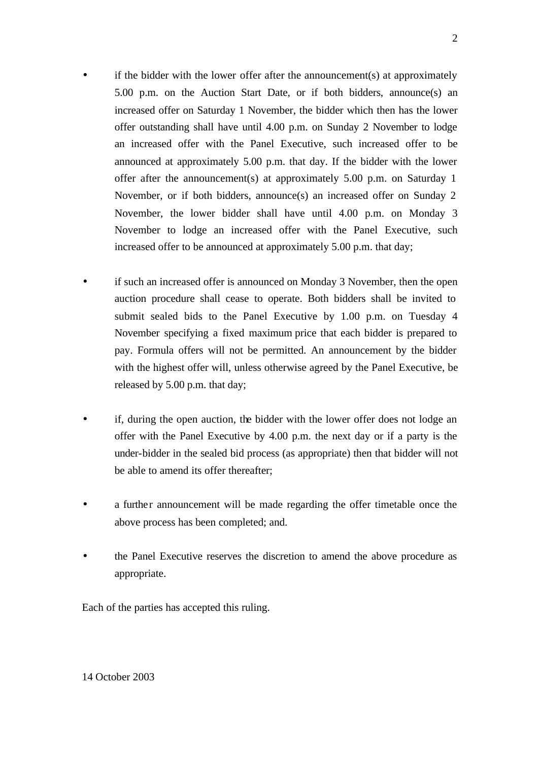- if the bidder with the lower offer after the announcement(s) at approximately 5.00 p.m. on the Auction Start Date, or if both bidders, announce(s) an increased offer on Saturday 1 November, the bidder which then has the lower offer outstanding shall have until 4.00 p.m. on Sunday 2 November to lodge an increased offer with the Panel Executive, such increased offer to be announced at approximately 5.00 p.m. that day. If the bidder with the lower offer after the announcement(s) at approximately 5.00 p.m. on Saturday 1 November, or if both bidders, announce(s) an increased offer on Sunday 2 November, the lower bidder shall have until 4.00 p.m. on Monday 3 November to lodge an increased offer with the Panel Executive, such increased offer to be announced at approximately 5.00 p.m. that day;

- if such an increased offer is announced on Monday 3 November, then the open auction procedure shall cease to operate. Both bidders shall be invited to submit sealed bids to the Panel Executive by 1.00 p.m. on Tuesday 4 November specifying a fixed maximum price that each bidder is prepared to pay. Formula offers will not be permitted. An announcement by the bidder with the highest offer will, unless otherwise agreed by the Panel Executive, be released by 5.00 p.m. that day;

- if, during the open auction, the bidder with the lower offer does not lodge an offer with the Panel Executive by 4.00 p.m. the next day or if a party is the under-bidder in the sealed bid process (as appropriate) then that bidder will not be able to amend its offer thereafter;

- a further announcement will be made regarding the offer timetable once the above process has been completed; and.

- the Panel Executive reserves the discretion to amend the above procedure as appropriate.

Each of the parties has accepted this ruling.

14 October 2003